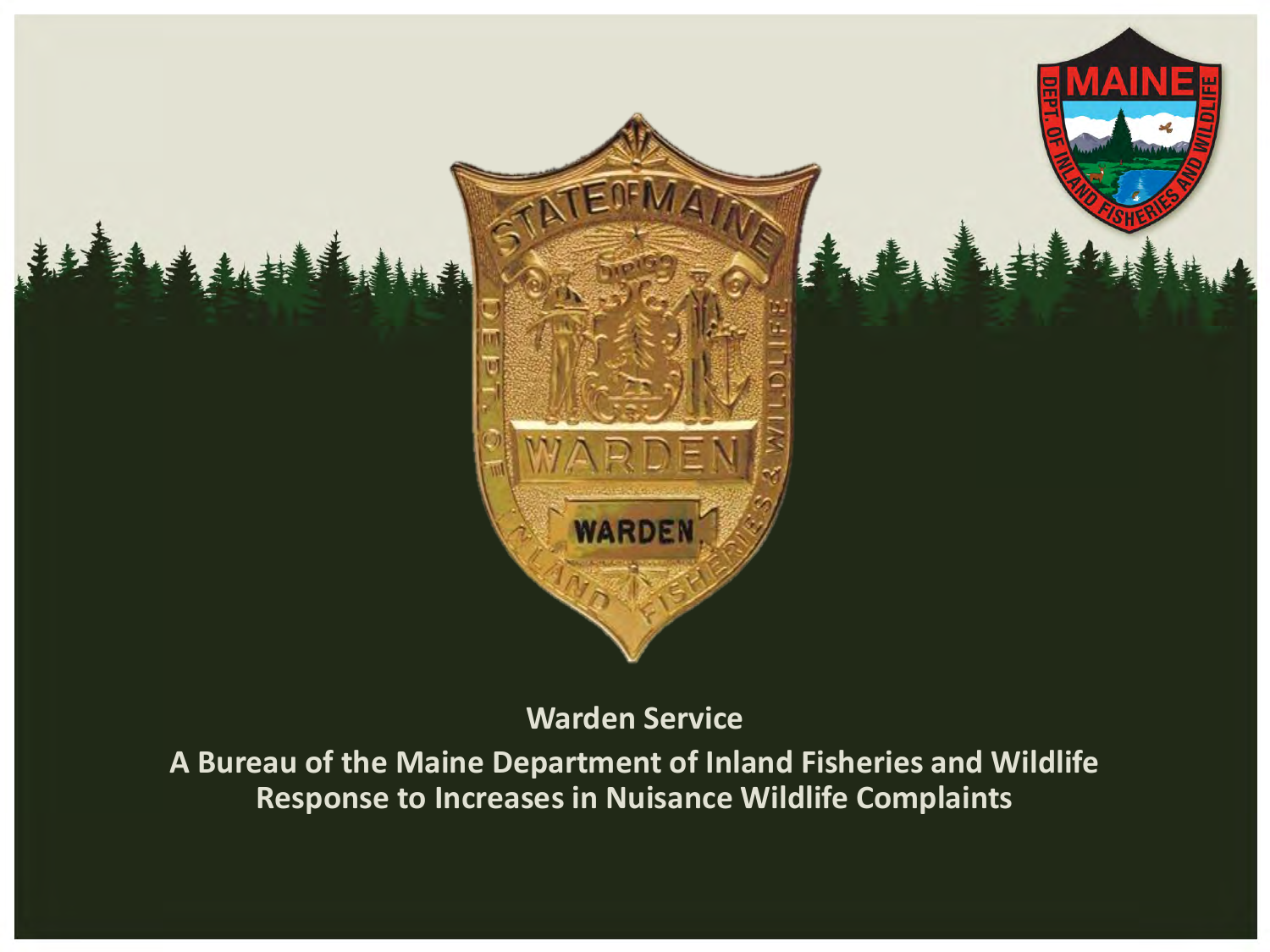# Warden Service

## A Bureau of the Maine Department of Inland Fisheries and Wildlife
## Response to Increases in Nuisance Wildlife Complaints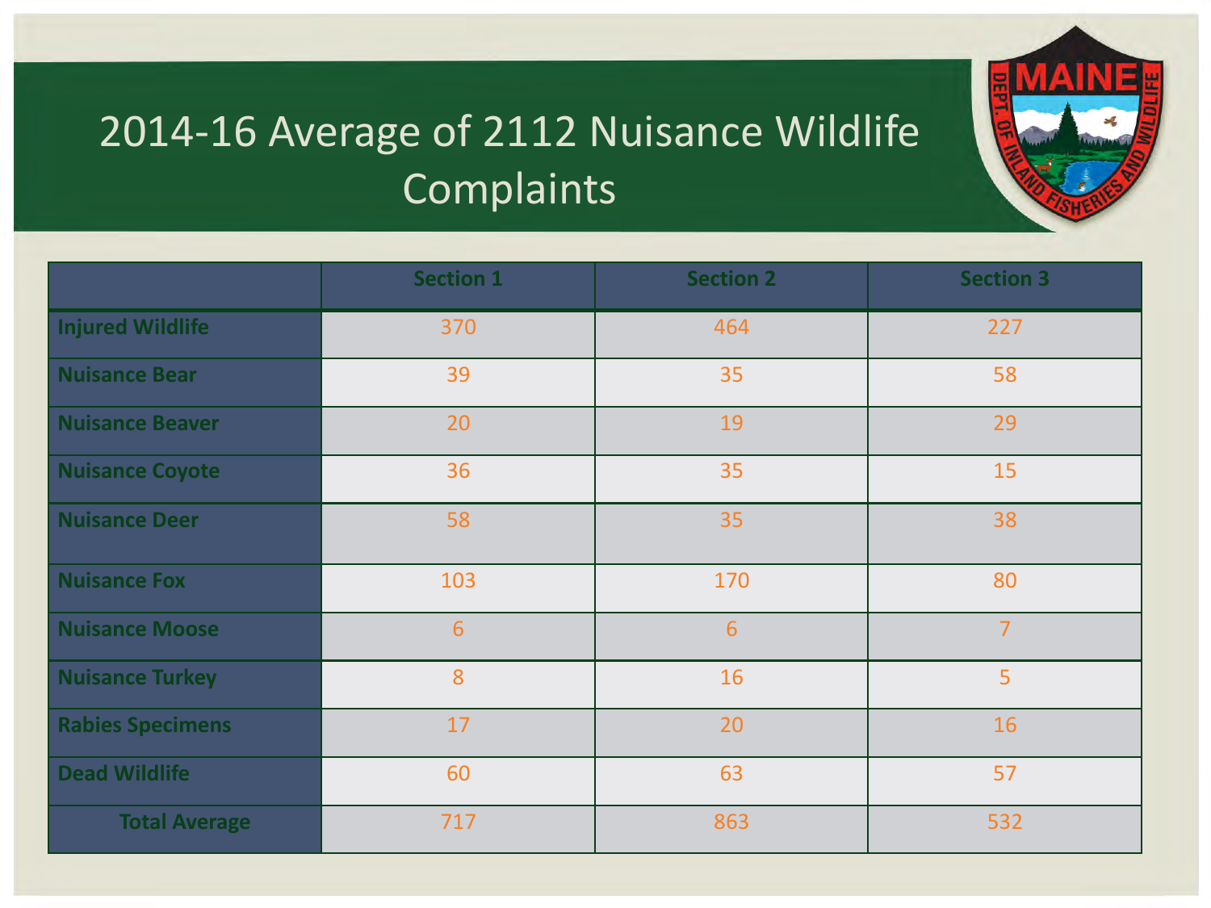# 2014-16 Average of 2112 Nuisance Wildlife Complaints

| | Section 1 | Section 2 | Section 3 |
|---|---|---|---|
| **Injured Wildlife** | 370 | 464 | 227 |
| **Nuisance Bear** | 39 | 35 | 58 |
| **Nuisance Beaver** | 20 | 19 | 29 |
| **Nuisance Coyote** | 36 | 35 | 15 |
| **Nuisance Deer** | 58 | 35 | 38 |
| **Nuisance Fox** | 103 | 170 | 80 |
| **Nuisance Moose** | 6 | 6 | 7 |
| **Nuisance Turkey** | 8 | 16 | 5 |
| **Rabies Specimens** | 17 | 20 | 16 |
| **Dead Wildlife** | 60 | 63 | 57 |
| **Total Average** | 717 | 863 | 532 |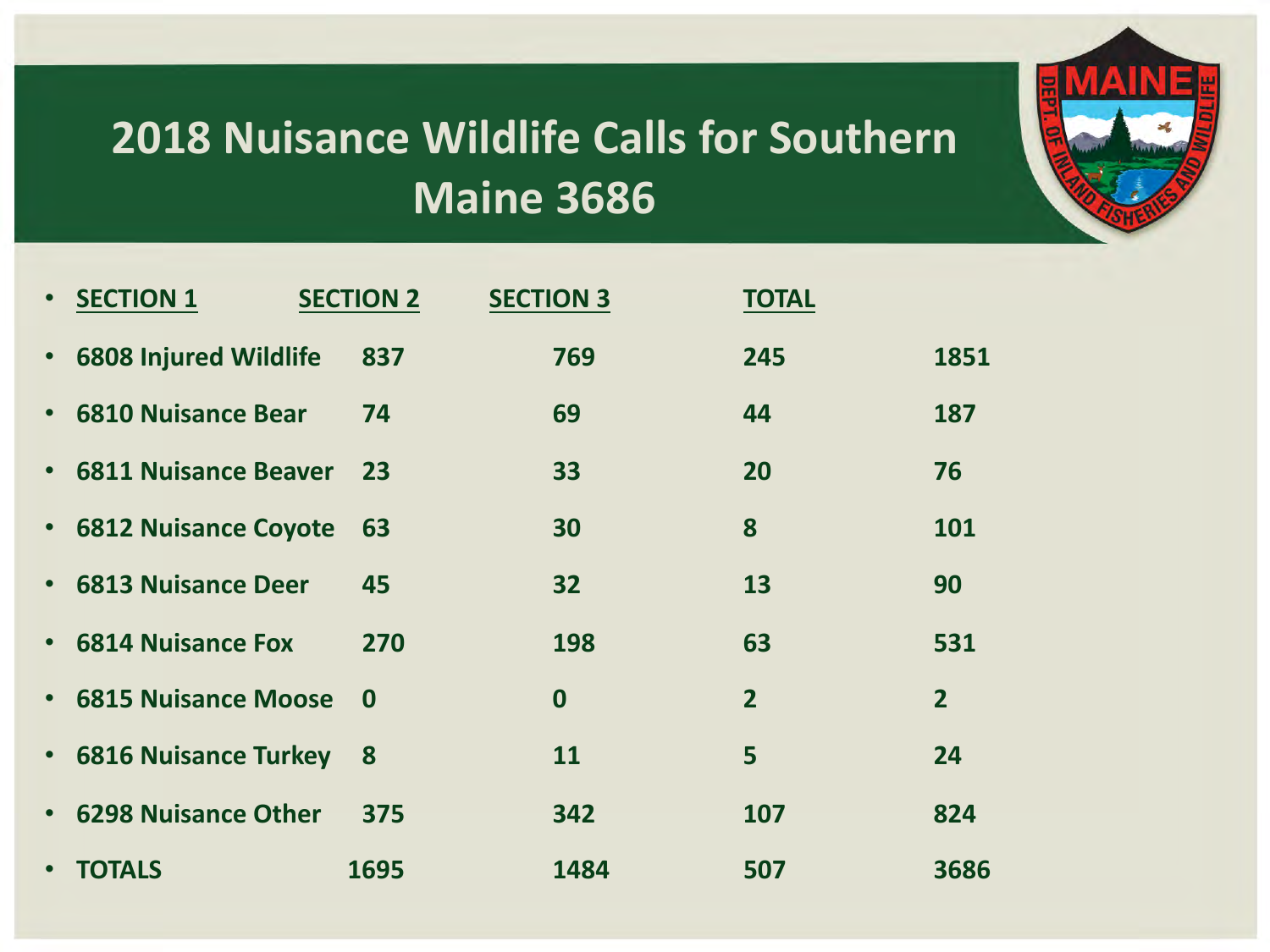# 2018 Nuisance Wildlife Calls for Southern Maine 3686

| SECTION 1 | SECTION 2 | SECTION 3 | TOTAL | |
|---|---|---|---|---|
| 6808 Injured Wildlife | 837 | 769 | 245 | 1851 |
| 6810 Nuisance Bear | 74 | 69 | 44 | 187 |
| 6811 Nuisance Beaver | 23 | 33 | 20 | 76 |
| 6812 Nuisance Coyote | 63 | 30 | 8 | 101 |
| 6813 Nuisance Deer | 45 | 32 | 13 | 90 |
| 6814 Nuisance Fox | 270 | 198 | 63 | 531 |
| 6815 Nuisance Moose | 0 | 0 | 2 | 2 |
| 6816 Nuisance Turkey | 8 | 11 | 5 | 24 |
| 6298 Nuisance Other | 375 | 342 | 107 | 824 |
| TOTALS | 1695 | 1484 | 507 | 3686 |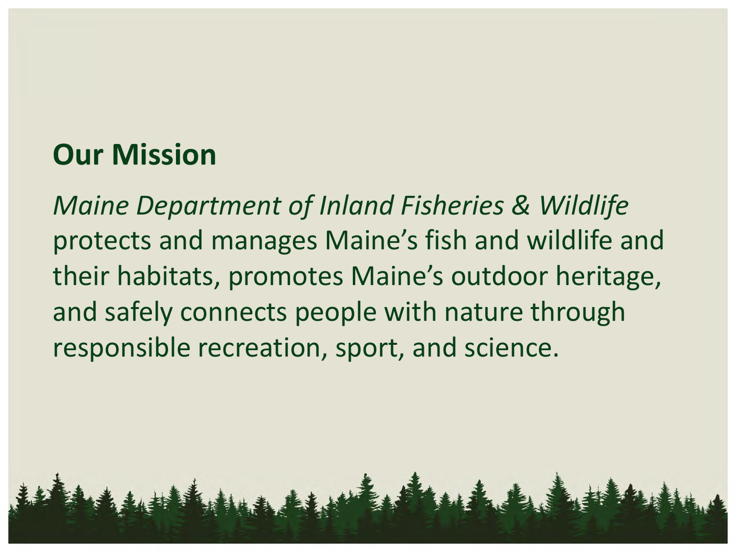## Our Mission

*Maine Department of Inland Fisheries & Wildlife* protects and manages Maine's fish and wildlife and their habitats, promotes Maine's outdoor heritage, and safely connects people with nature through responsible recreation, sport, and science.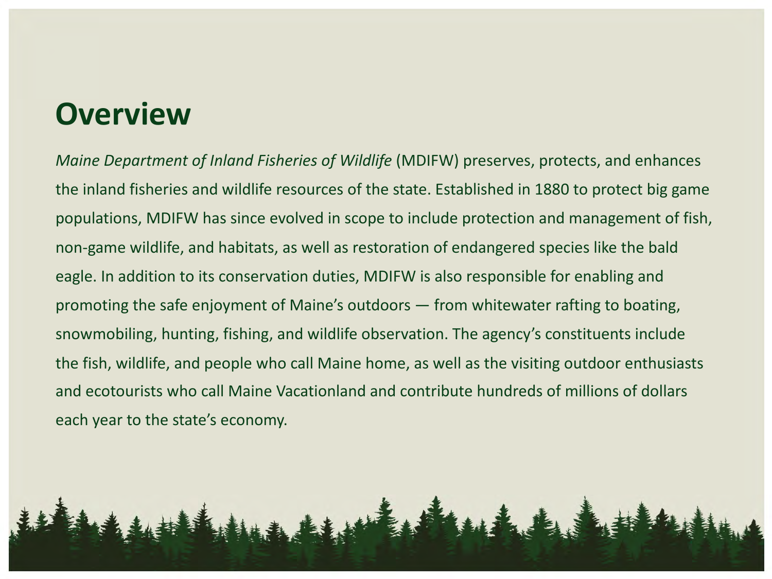# Overview

*Maine Department of Inland Fisheries of Wildlife* (MDIFW) preserves, protects, and enhances the inland fisheries and wildlife resources of the state. Established in 1880 to protect big game populations, MDIFW has since evolved in scope to include protection and management of fish, non-game wildlife, and habitats, as well as restoration of endangered species like the bald eagle. In addition to its conservation duties, MDIFW is also responsible for enabling and promoting the safe enjoyment of Maine's outdoors — from whitewater rafting to boating, snowmobiling, hunting, fishing, and wildlife observation. The agency's constituents include the fish, wildlife, and people who call Maine home, as well as the visiting outdoor enthusiasts and ecotourists who call Maine Vacationland and contribute hundreds of millions of dollars each year to the state's economy.